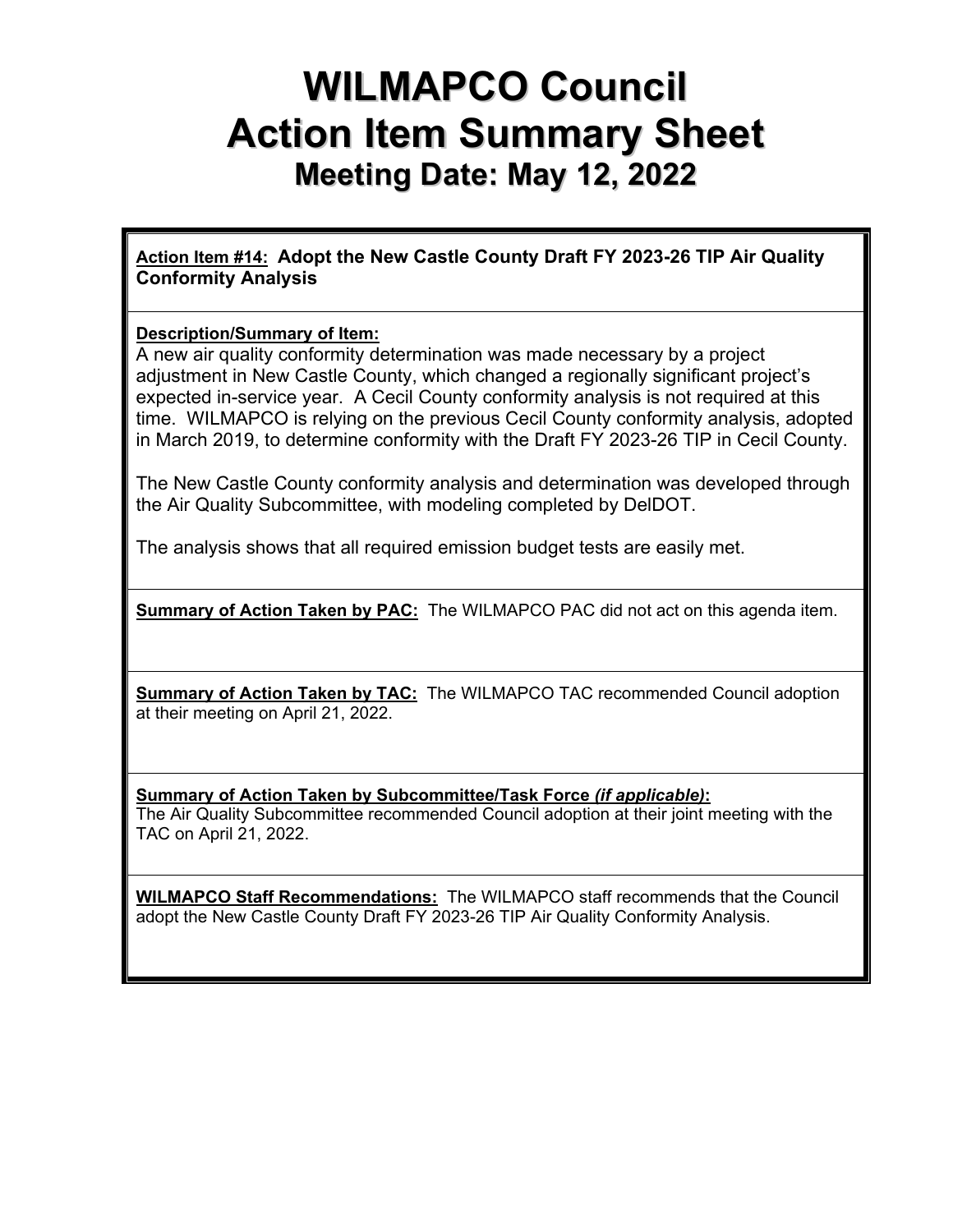# WILMAPCO Council
# Action Item Summary Sheet
## Meeting Date: May 12, 2022

**Action Item #14: Adopt the New Castle County Draft FY 2023-26 TIP Air Quality Conformity Analysis**

**Description/Summary of Item:**

A new air quality conformity determination was made necessary by a project adjustment in New Castle County, which changed a regionally significant project's expected in-service year. A Cecil County conformity analysis is not required at this time. WILMAPCO is relying on the previous Cecil County conformity analysis, adopted in March 2019, to determine conformity with the Draft FY 2023-26 TIP in Cecil County.

The New Castle County conformity analysis and determination was developed through the Air Quality Subcommittee, with modeling completed by DelDOT.

The analysis shows that all required emission budget tests are easily met.

**Summary of Action Taken by PAC:** The WILMAPCO PAC did not act on this agenda item.

**Summary of Action Taken by TAC:** The WILMAPCO TAC recommended Council adoption at their meeting on April 21, 2022.

**Summary of Action Taken by Subcommittee/Task Force *(if applicable)*:**
The Air Quality Subcommittee recommended Council adoption at their joint meeting with the TAC on April 21, 2022.

**WILMAPCO Staff Recommendations:** The WILMAPCO staff recommends that the Council adopt the New Castle County Draft FY 2023-26 TIP Air Quality Conformity Analysis.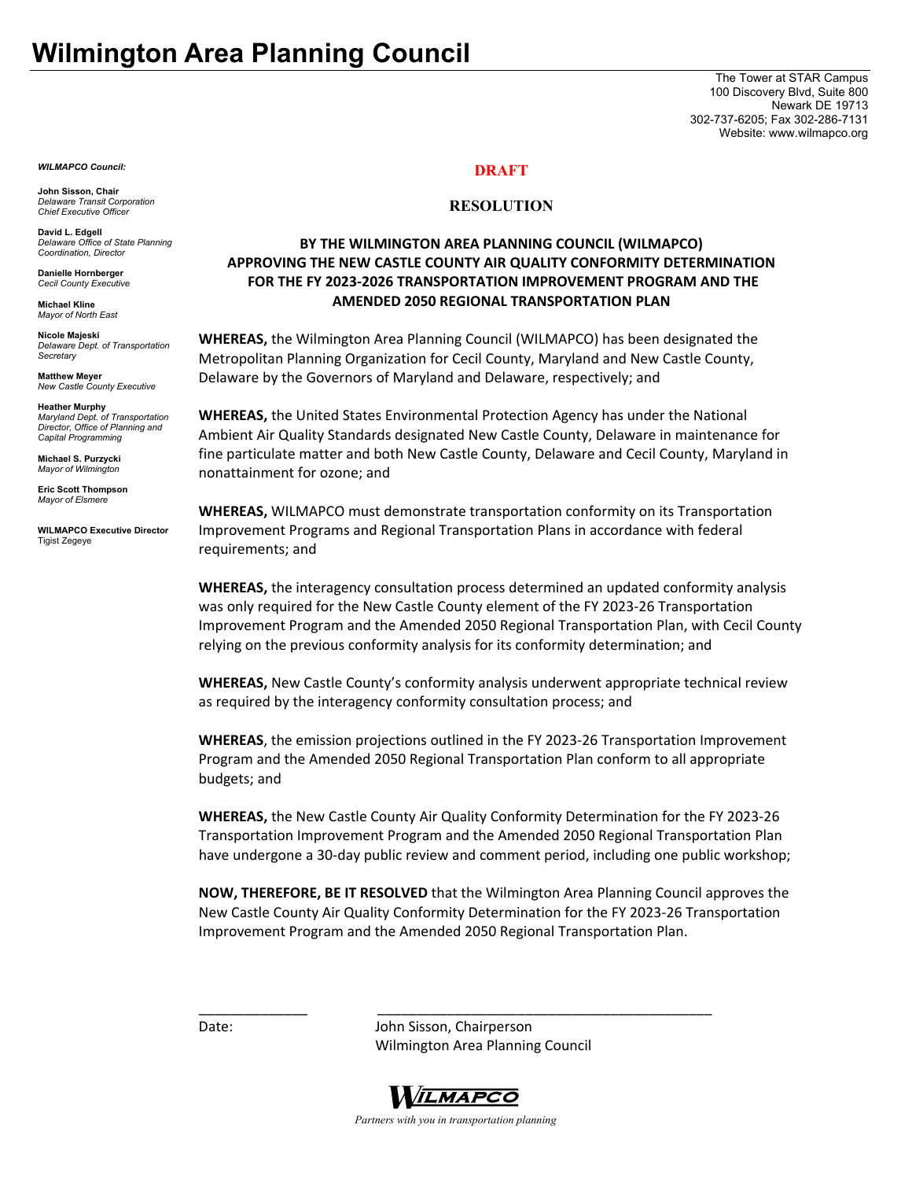# Wilmington Area Planning Council

The Tower at STAR Campus
100 Discovery Blvd, Suite 800
Newark DE 19713
302-737-6205; Fax 302-286-7131
Website: www.wilmapco.org

***WILMAPCO Council:***

**John Sisson, Chair**
*Delaware Transit Corporation Chief Executive Officer*

**David L. Edgell**
*Delaware Office of State Planning Coordination, Director*

**Danielle Hornberger**
*Cecil County Executive*

**Michael Kline**
*Mayor of North East*

**Nicole Majeski**
*Delaware Dept. of Transportation Secretary*

**Matthew Meyer**
*New Castle County Executive*

**Heather Murphy**
*Maryland Dept. of Transportation Director, Office of Planning and Capital Programming*

**Michael S. Purzycki**
*Mayor of Wilmington*

**Eric Scott Thompson**
*Mayor of Elsmere*

**WILMAPCO Executive Director**
Tigist Zegeye

**DRAFT**

**RESOLUTION**

**BY THE WILMINGTON AREA PLANNING COUNCIL (WILMAPCO) APPROVING THE NEW CASTLE COUNTY AIR QUALITY CONFORMITY DETERMINATION FOR THE FY 2023-2026 TRANSPORTATION IMPROVEMENT PROGRAM AND THE AMENDED 2050 REGIONAL TRANSPORTATION PLAN**

**WHEREAS,** the Wilmington Area Planning Council (WILMAPCO) has been designated the Metropolitan Planning Organization for Cecil County, Maryland and New Castle County, Delaware by the Governors of Maryland and Delaware, respectively; and

**WHEREAS,** the United States Environmental Protection Agency has under the National Ambient Air Quality Standards designated New Castle County, Delaware in maintenance for fine particulate matter and both New Castle County, Delaware and Cecil County, Maryland in nonattainment for ozone; and

**WHEREAS,** WILMAPCO must demonstrate transportation conformity on its Transportation Improvement Programs and Regional Transportation Plans in accordance with federal requirements; and

**WHEREAS,** the interagency consultation process determined an updated conformity analysis was only required for the New Castle County element of the FY 2023-26 Transportation Improvement Program and the Amended 2050 Regional Transportation Plan, with Cecil County relying on the previous conformity analysis for its conformity determination; and

**WHEREAS,** New Castle County's conformity analysis underwent appropriate technical review as required by the interagency conformity consultation process; and

**WHEREAS**, the emission projections outlined in the FY 2023-26 Transportation Improvement Program and the Amended 2050 Regional Transportation Plan conform to all appropriate budgets; and

**WHEREAS,** the New Castle County Air Quality Conformity Determination for the FY 2023-26 Transportation Improvement Program and the Amended 2050 Regional Transportation Plan have undergone a 30-day public review and comment period, including one public workshop;

**NOW, THEREFORE, BE IT RESOLVED** that the Wilmington Area Planning Council approves the New Castle County Air Quality Conformity Determination for the FY 2023-26 Transportation Improvement Program and the Amended 2050 Regional Transportation Plan.

______________ ______________________________________________

Date: John Sisson, Chairperson
Wilmington Area Planning Council

WILMAPCO

*Partners with you in transportation planning*